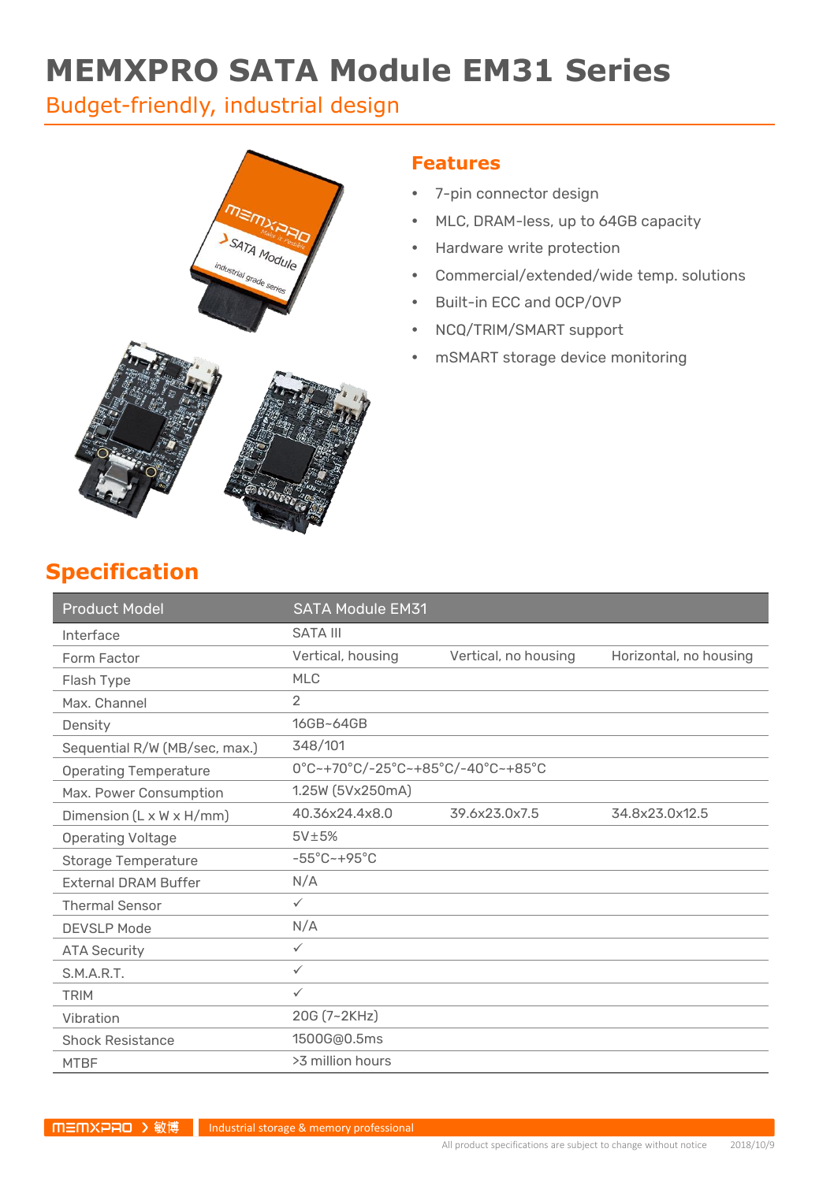# MEMXPRO SATA Module EM31 Series

## Budget-friendly, industrial design

## Features

- 7-pin connector design
- MLC, DRAM-less, up to 64GB capacity
- Hardware write protection
- Commercial/extended/wide temp. solutions
- Built-in ECC and OCP/OVP
- NCQ/TRIM/SMART support
- mSMART storage device monitoring

## Specification

| Product Model | SATA Module EM31 | | |
|---|---|---|---|
| Interface | SATA III | | |
| Form Factor | Vertical, housing | Vertical, no housing | Horizontal, no housing |
| Flash Type | MLC | | |
| Max. Channel | 2 | | |
| Density | 16GB~64GB | | |
| Sequential R/W (MB/sec, max.) | 348/101 | | |
| Operating Temperature | 0°C~+70°C/-25°C~+85°C/-40°C~+85°C | | |
| Max. Power Consumption | 1.25W (5Vx250mA) | | |
| Dimension (L x W x H/mm) | 40.36x24.4x8.0 | 39.6x23.0x7.5 | 34.8x23.0x12.5 |
| Operating Voltage | 5V±5% | | |
| Storage Temperature | -55°C~+95°C | | |
| External DRAM Buffer | N/A | | |
| Thermal Sensor | ✓ | | |
| DEVSLP Mode | N/A | | |
| ATA Security | ✓ | | |
| S.M.A.R.T. | ✓ | | |
| TRIM | ✓ | | |
| Vibration | 20G (7~2KHz) | | |
| Shock Resistance | 1500G@0.5ms | | |
| MTBF | >3 million hours | | |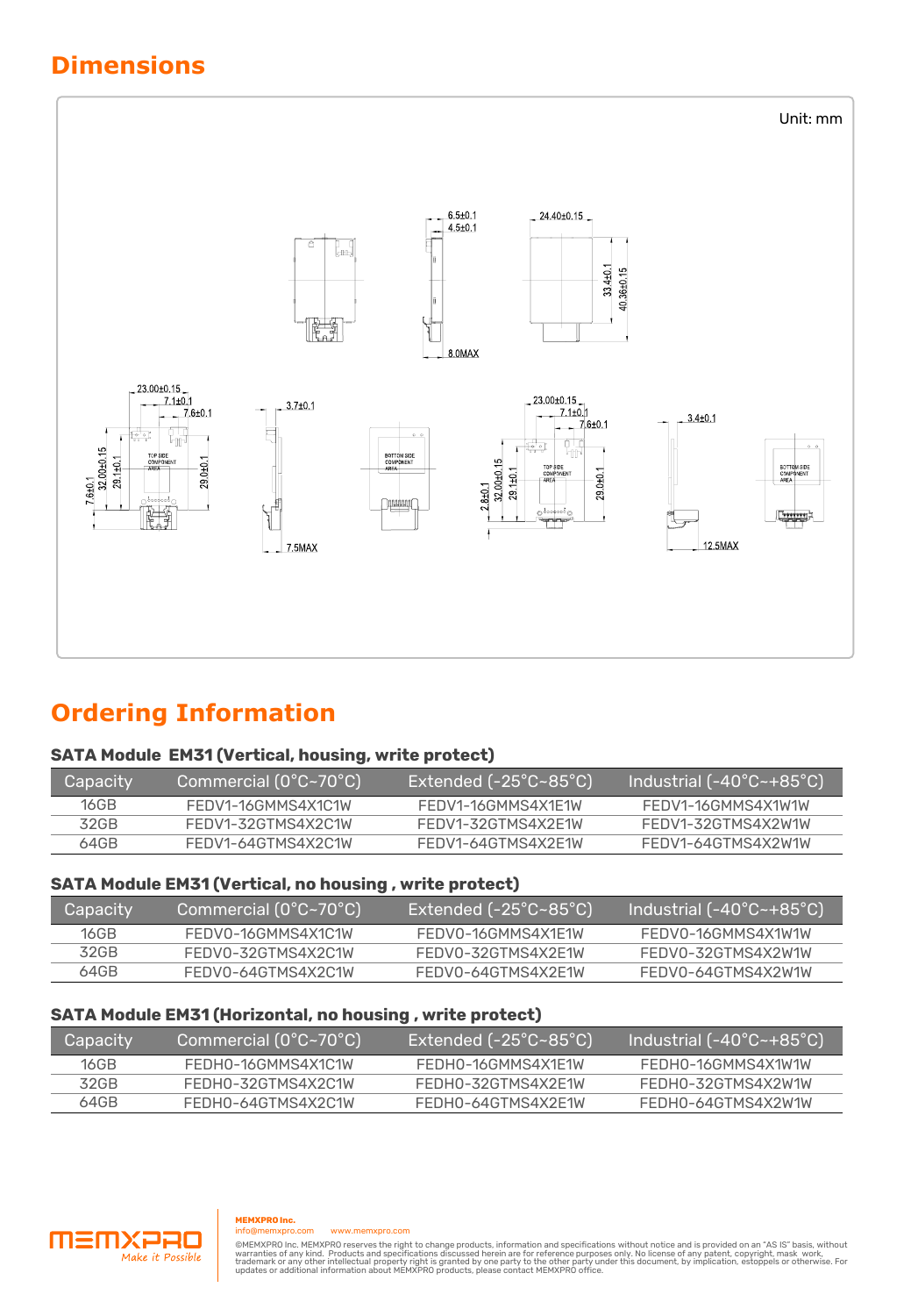## Dimensions

Unit: mm

6.5±0.1
4.5±0.1
24.40±0.15
33.4±0.1
40.36±0.15
8.0MAX

23.00±0.15
7.1±0.1
7.6±0.1
7.6±0.1
32.00±0.15
29.1±0.1
29.0±0.1
TOP SIDE COMPONENT AREA
3.7±0.1
7.5MAX
BOTTOM SIDE COMPONENT AREA

23.00±0.15
7.1±0.1
7.6±0.1
2.8±0.1
32.00±0.15
29.1±0.1
29.0±0.1
TOP SIDE COMPONENT AREA
3.4±0.1
12.5MAX
BOTTOM SIDE COMPONENT AREA

## Ordering Information

### SATA Module EM31 (Vertical, housing, write protect)

| Capacity | Commercial (0°C~70°C) | Extended (-25°C~85°C) | Industrial (-40°C~+85°C) |
|---|---|---|---|
| 16GB | FEDV1-16GMMS4X1C1W | FEDV1-16GMMS4X1E1W | FEDV1-16GMMS4X1W1W |
| 32GB | FEDV1-32GTMS4X2C1W | FEDV1-32GTMS4X2E1W | FEDV1-32GTMS4X2W1W |
| 64GB | FEDV1-64GTMS4X2C1W | FEDV1-64GTMS4X2E1W | FEDV1-64GTMS4X2W1W |

### SATA Module EM31 (Vertical, no housing , write protect)

| Capacity | Commercial (0°C~70°C) | Extended (-25°C~85°C) | Industrial (-40°C~+85°C) |
|---|---|---|---|
| 16GB | FEDV0-16GMMS4X1C1W | FEDV0-16GMMS4X1E1W | FEDV0-16GMMS4X1W1W |
| 32GB | FEDV0-32GTMS4X2C1W | FEDV0-32GTMS4X2E1W | FEDV0-32GTMS4X2W1W |
| 64GB | FEDV0-64GTMS4X2C1W | FEDV0-64GTMS4X2E1W | FEDV0-64GTMS4X2W1W |

### SATA Module EM31 (Horizontal, no housing , write protect)

| Capacity | Commercial (0°C~70°C) | Extended (-25°C~85°C) | Industrial (-40°C~+85°C) |
|---|---|---|---|
| 16GB | FEDH0-16GMMS4X1C1W | FEDH0-16GMMS4X1E1W | FEDH0-16GMMS4X1W1W |
| 32GB | FEDH0-32GTMS4X2C1W | FEDH0-32GTMS4X2E1W | FEDH0-32GTMS4X2W1W |
| 64GB | FEDH0-64GTMS4X2C1W | FEDH0-64GTMS4X2E1W | FEDH0-64GTMS4X2W1W |

MEMXPRO
*Make it Possible*

**MEMXPRO Inc.**
info@memxpro.com www.memxpro.com

©MEMXPRO Inc. MEMXPRO reserves the right to change products, information and specifications without notice and is provided on an "AS IS" basis, without warranties of any kind. Products and specifications discussed herein are for reference purposes only. No license of any patent, copyright, mask work, trademark or any other intellectual property right is granted by one party to the other party under this document, by implication, estoppels or otherwise. For updates or additional information about MEMXPRO products, please contact MEMXPRO office.